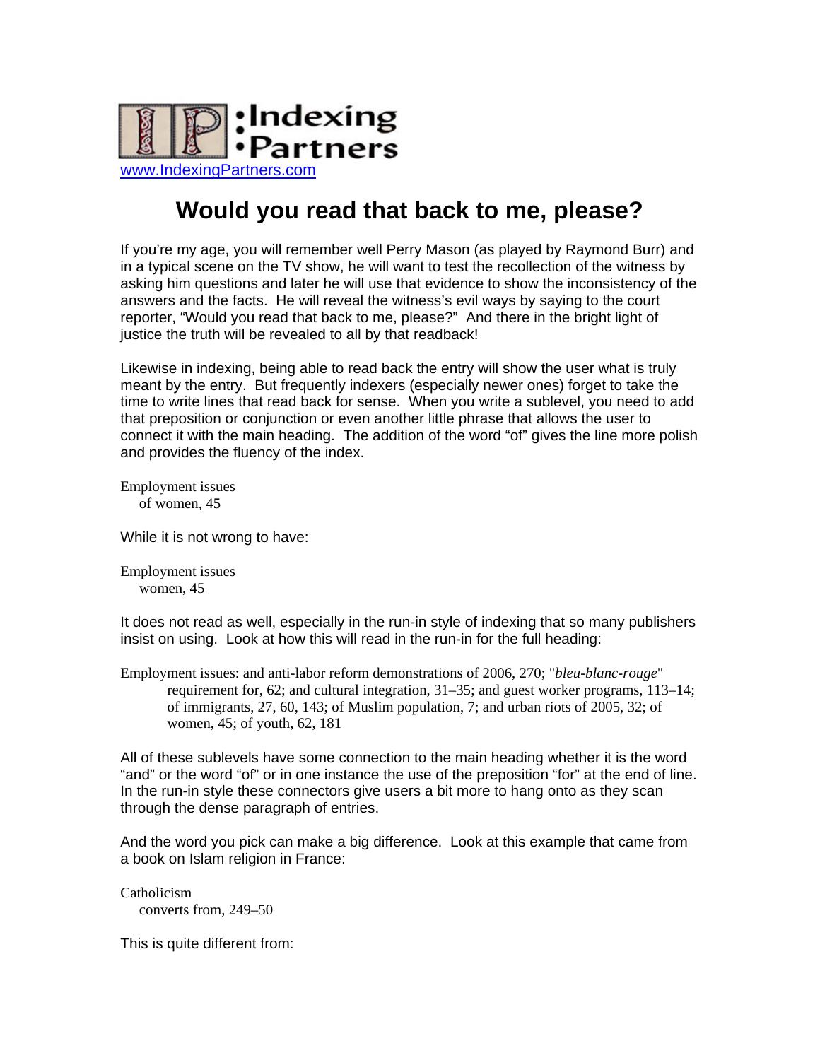:Indexing
•Partners

www.IndexingPartners.com

# Would you read that back to me, please?

If you're my age, you will remember well Perry Mason (as played by Raymond Burr) and in a typical scene on the TV show, he will want to test the recollection of the witness by asking him questions and later he will use that evidence to show the inconsistency of the answers and the facts. He will reveal the witness's evil ways by saying to the court reporter, "Would you read that back to me, please?" And there in the bright light of justice the truth will be revealed to all by that readback!

Likewise in indexing, being able to read back the entry will show the user what is truly meant by the entry. But frequently indexers (especially newer ones) forget to take the time to write lines that read back for sense. When you write a sublevel, you need to add that preposition or conjunction or even another little phrase that allows the user to connect it with the main heading. The addition of the word "of" gives the line more polish and provides the fluency of the index.

Employment issues
    of women, 45

While it is not wrong to have:

Employment issues
    women, 45

It does not read as well, especially in the run-in style of indexing that so many publishers insist on using. Look at how this will read in the run-in for the full heading:

Employment issues: and anti-labor reform demonstrations of 2006, 270; "*bleu-blanc-rouge*" requirement for, 62; and cultural integration, 31–35; and guest worker programs, 113–14; of immigrants, 27, 60, 143; of Muslim population, 7; and urban riots of 2005, 32; of women, 45; of youth, 62, 181

All of these sublevels have some connection to the main heading whether it is the word "and" or the word "of" or in one instance the use of the preposition "for" at the end of line. In the run-in style these connectors give users a bit more to hang onto as they scan through the dense paragraph of entries.

And the word you pick can make a big difference. Look at this example that came from a book on Islam religion in France:

Catholicism
    converts from, 249–50

This is quite different from: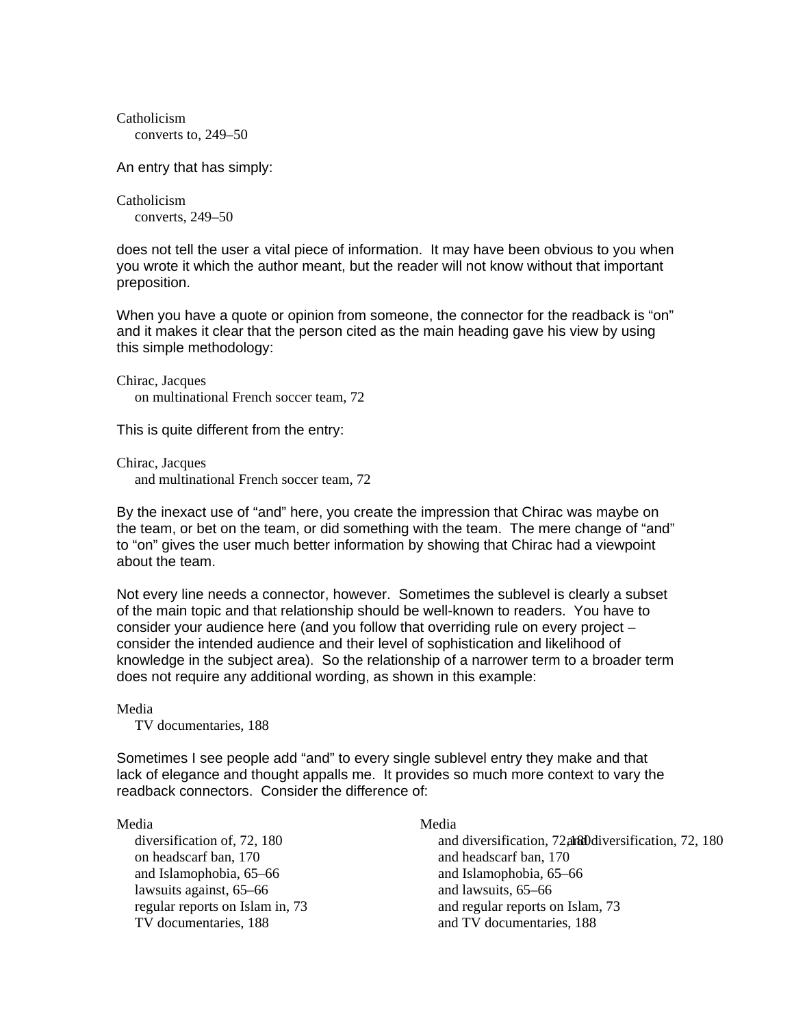Catholicism
    converts to, 249–50

An entry that has simply:

Catholicism
    converts, 249–50

does not tell the user a vital piece of information. It may have been obvious to you when you wrote it which the author meant, but the reader will not know without that important preposition.

When you have a quote or opinion from someone, the connector for the readback is "on" and it makes it clear that the person cited as the main heading gave his view by using this simple methodology:

Chirac, Jacques
    on multinational French soccer team, 72

This is quite different from the entry:

Chirac, Jacques
    and multinational French soccer team, 72

By the inexact use of "and" here, you create the impression that Chirac was maybe on the team, or bet on the team, or did something with the team. The mere change of "and" to "on" gives the user much better information by showing that Chirac had a viewpoint about the team.

Not every line needs a connector, however. Sometimes the sublevel is clearly a subset of the main topic and that relationship should be well-known to readers. You have to consider your audience here (and you follow that overriding rule on every project – consider the intended audience and their level of sophistication and likelihood of knowledge in the subject area). So the relationship of a narrower term to a broader term does not require any additional wording, as shown in this example:

Media
    TV documentaries, 188

Sometimes I see people add "and" to every single sublevel entry they make and that lack of elegance and thought appalls me. It provides so much more context to vary the readback connectors. Consider the difference of:

Media
    diversification of, 72, 180
    on headscarf ban, 170
    and Islamophobia, 65–66
    lawsuits against, 65–66
    regular reports on Islam in, 73
    TV documentaries, 188

Media
    and diversification, 72, 180
    and headscarf ban, 170
    and Islamophobia, 65–66
    and lawsuits, 65–66
    and regular reports on Islam, 73
    and TV documentaries, 188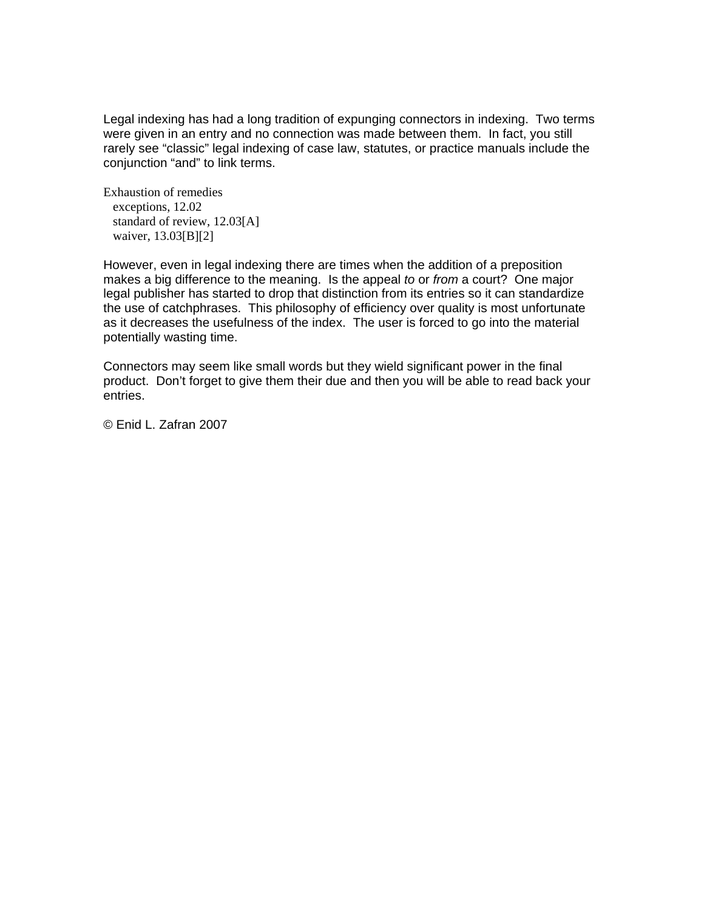Legal indexing has had a long tradition of expunging connectors in indexing. Two terms were given in an entry and no connection was made between them. In fact, you still rarely see "classic" legal indexing of case law, statutes, or practice manuals include the conjunction "and" to link terms.

Exhaustion of remedies
   exceptions, 12.02
   standard of review, 12.03[A]
   waiver, 13.03[B][2]

However, even in legal indexing there are times when the addition of a preposition makes a big difference to the meaning. Is the appeal *to* or *from* a court? One major legal publisher has started to drop that distinction from its entries so it can standardize the use of catchphrases. This philosophy of efficiency over quality is most unfortunate as it decreases the usefulness of the index. The user is forced to go into the material potentially wasting time.

Connectors may seem like small words but they wield significant power in the final product. Don't forget to give them their due and then you will be able to read back your entries.

© Enid L. Zafran 2007